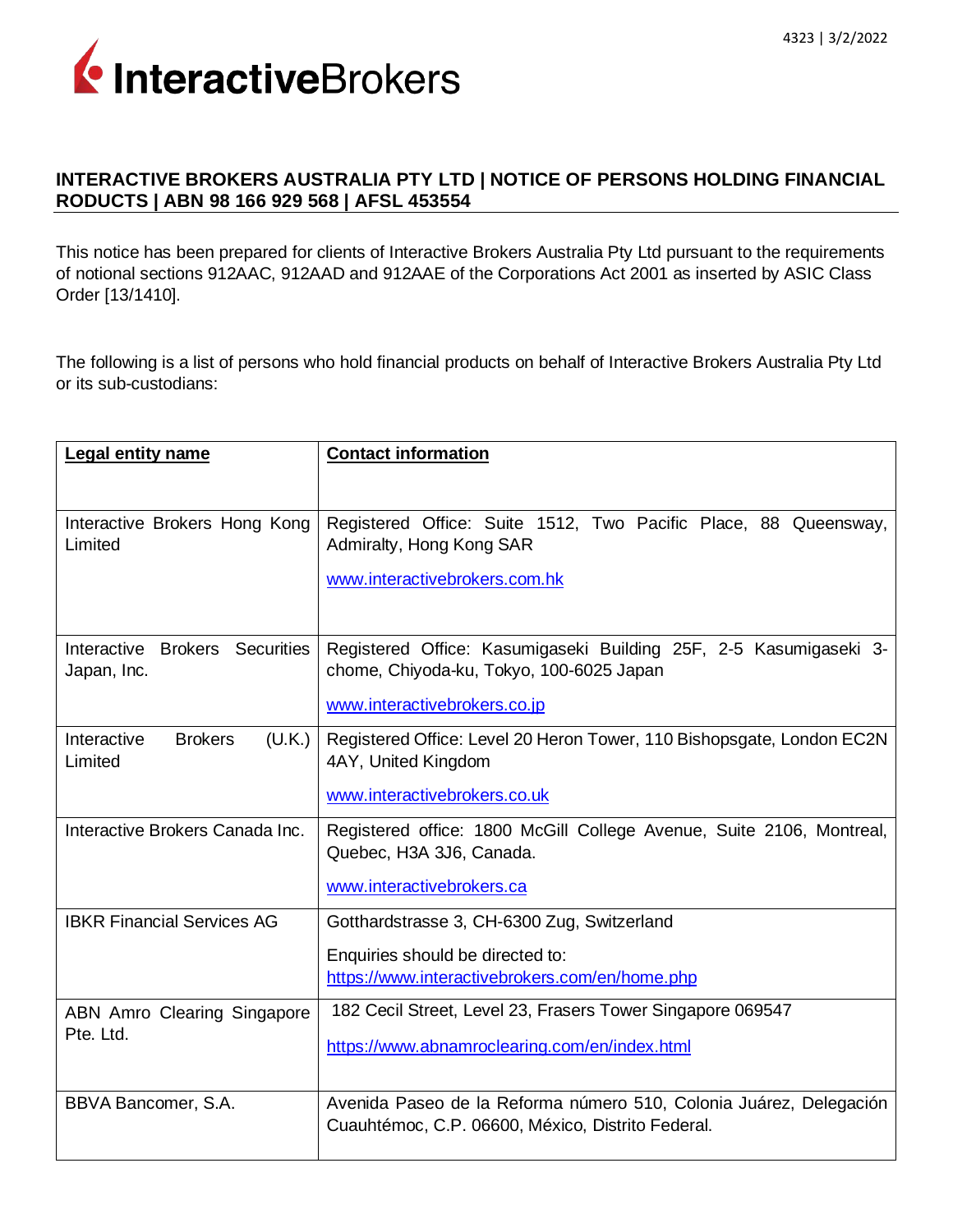# INTERACTIVE BROKERS AUSTRALIA PTY LTD | NOTICE OF PERSONS HOLDING FINANCIAL RODUCTS | ABN 98 166 929 568 | AFSL 453554

This notice has been prepared for clients of Interactive Brokers Australia Pty Ltd pursuant to the requirements of notional sections 912AAC, 912AAD and 912AAE of the Corporations Act 2001 as inserted by ASIC Class Order [13/1410].

The following is a list of persons who hold financial products on behalf of Interactive Brokers Australia Pty Ltd or its sub-custodians:

| **Legal entity name** | **Contact information** |
|---|---|
| Interactive Brokers Hong Kong Limited | Registered Office: Suite 1512, Two Pacific Place, 88 Queensway, Admiralty, Hong Kong SAR<br><br>www.interactivebrokers.com.hk |
| Interactive Brokers Securities Japan, Inc. | Registered Office: Kasumigaseki Building 25F, 2-5 Kasumigaseki 3-chome, Chiyoda-ku, Tokyo, 100-6025 Japan<br><br>www.interactivebrokers.co.jp |
| Interactive Brokers (U.K.) Limited | Registered Office: Level 20 Heron Tower, 110 Bishopsgate, London EC2N 4AY, United Kingdom<br><br>www.interactivebrokers.co.uk |
| Interactive Brokers Canada Inc. | Registered office: 1800 McGill College Avenue, Suite 2106, Montreal, Quebec, H3A 3J6, Canada.<br><br>www.interactivebrokers.ca |
| IBKR Financial Services AG | Gotthardstrasse 3, CH-6300 Zug, Switzerland<br><br>Enquiries should be directed to: https://www.interactivebrokers.com/en/home.php |
| ABN Amro Clearing Singapore Pte. Ltd. | 182 Cecil Street, Level 23, Frasers Tower Singapore 069547<br><br>https://www.abnamroclearing.com/en/index.html |
| BBVA Bancomer, S.A. | Avenida Paseo de la Reforma número 510, Colonia Juárez, Delegación Cuauhtémoc, C.P. 06600, México, Distrito Federal. |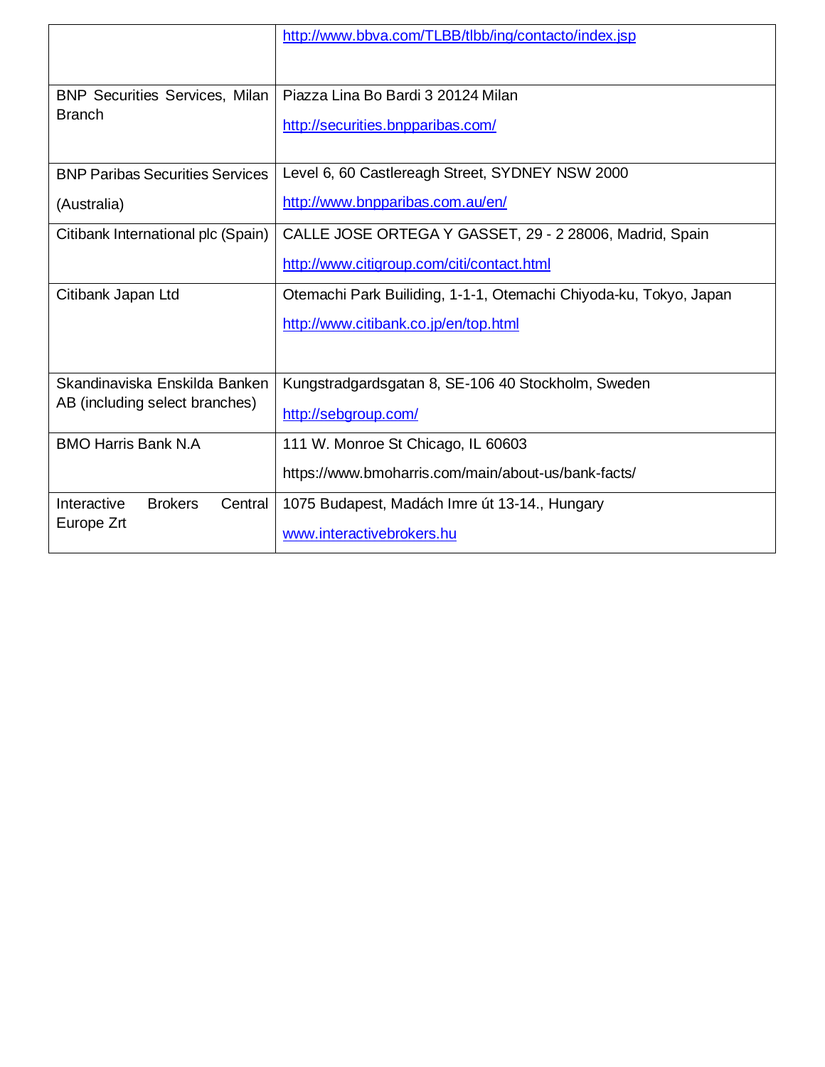| | |
|---|---|
| | http://www.bbva.com/TLBB/tlbb/ing/contacto/index.jsp |
| BNP Securities Services, Milan Branch | Piazza Lina Bo Bardi 3 20124 Milan<br>http://securities.bnpparibas.com/ |
| BNP Paribas Securities Services<br>(Australia) | Level 6, 60 Castlereagh Street, SYDNEY NSW 2000<br>http://www.bnpparibas.com.au/en/ |
| Citibank International plc (Spain) | CALLE JOSE ORTEGA Y GASSET, 29 - 2 28006, Madrid, Spain<br>http://www.citigroup.com/citi/contact.html |
| Citibank Japan Ltd | Otemachi Park Builiding, 1-1-1, Otemachi Chiyoda-ku, Tokyo, Japan<br>http://www.citibank.co.jp/en/top.html |
| Skandinaviska Enskilda Banken AB (including select branches) | Kungstradgardsgatan 8, SE-106 40 Stockholm, Sweden<br>http://sebgroup.com/ |
| BMO Harris Bank N.A | 111 W. Monroe St Chicago, IL 60603<br>https://www.bmoharris.com/main/about-us/bank-facts/ |
| Interactive Brokers Central Europe Zrt | 1075 Budapest, Madách Imre út 13-14., Hungary<br>www.interactivebrokers.hu |